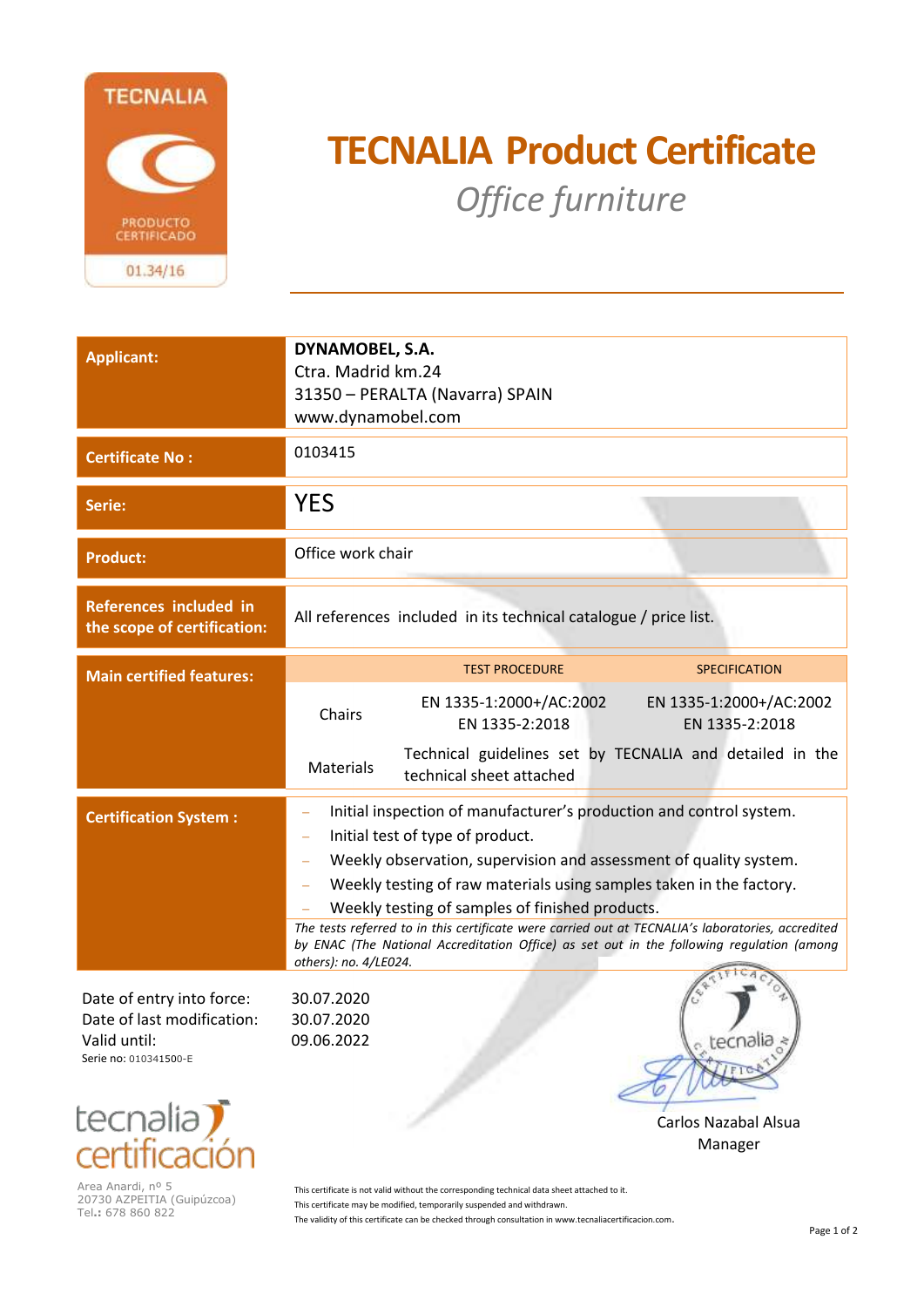TECNALIA

PRODUCTO CERTIFICADO

01.34/16

# TECNALIA Product Certificate

## *Office furniture*

| | |
|---|---|
| **Applicant:** | **DYNAMOBEL, S.A.**<br>Ctra. Madrid km.24<br>31350 – PERALTA (Navarra) SPAIN<br>www.dynamobel.com |
| **Certificate No :** | 0103415 |
| **Serie:** | YES |
| **Product:** | Office work chair |
| **References included in the scope of certification:** | All references included in its technical catalogue / price list. |

| **Main certified features:** | | TEST PROCEDURE | SPECIFICATION |
|---|---|---|---|
| | Chairs | EN 1335-1:2000+/AC:2002<br>EN 1335-2:2018 | EN 1335-1:2000+/AC:2002<br>EN 1335-2:2018 |
| | Materials | Technical guidelines set by TECNALIA and detailed in the technical sheet attached | |

**Certification System :**

- Initial inspection of manufacturer's production and control system.
- Initial test of type of product.
- Weekly observation, supervision and assessment of quality system.
- Weekly testing of raw materials using samples taken in the factory.
- Weekly testing of samples of finished products.

*The tests referred to in this certificate were carried out at TECNALIA's laboratories, accredited by ENAC (The National Accreditation Office) as set out in the following regulation (among others): no. 4/LE024.*

| | |
|---|---|
| Date of entry into force: | 30.07.2020 |
| Date of last modification: | 30.07.2020 |
| Valid until: | 09.06.2022 |

Serie no: 010341500-E

Carlos Nazabal Alsua
Manager

tecnalia certificación

Area Anardi, nº 5
20730 AZPEITIA (Guipúzcoa)
Tel.: 678 860 822

This certificate is not valid without the corresponding technical data sheet attached to it.
This certificate may be modified, temporarily suspended and withdrawn.
The validity of this certificate can be checked through consultation in www.tecnaliacertificacion.com.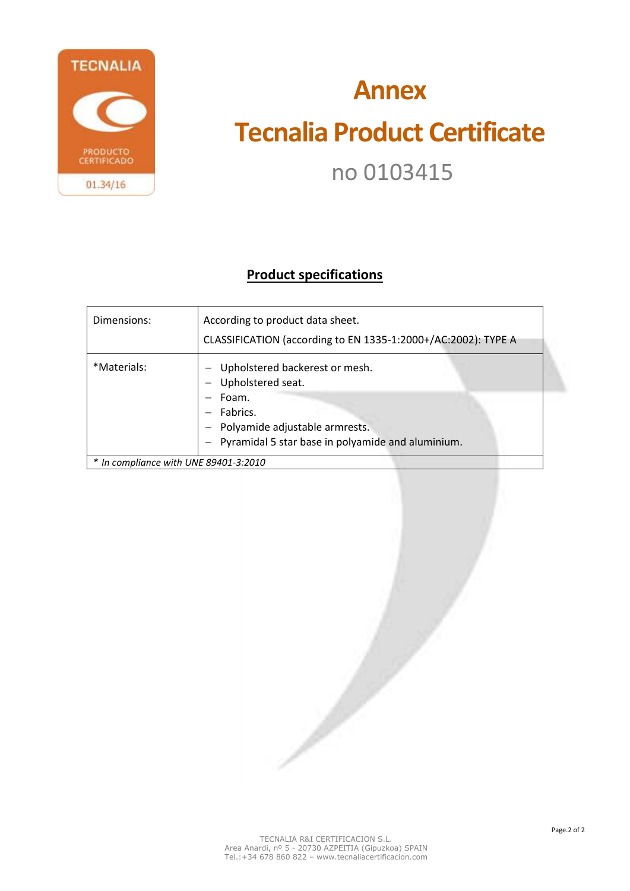TECNALIA

PRODUCTO CERTIFICADO

01.34/16

# Annex
# Tecnalia Product Certificate
## no 0103415

**Product specifications**

| | |
|---|---|
| Dimensions: | According to product data sheet.<br>CLASSIFICATION (according to EN 1335-1:2000+/AC:2002): TYPE A |
| *Materials: | – Upholstered backerest or mesh.<br>– Upholstered seat.<br>– Foam.<br>– Fabrics.<br>– Polyamide adjustable armrests.<br>– Pyramidal 5 star base in polyamide and aluminium. |
| *\* In compliance with UNE 89401-3:2010* | |

TECNALIA R&I CERTIFICACION S.L.
Area Anardi, nº 5 - 20730 AZPEITIA (Gipuzkoa) SPAIN
Tel.:+34 678 860 822 – www.tecnaliacertificacion.com